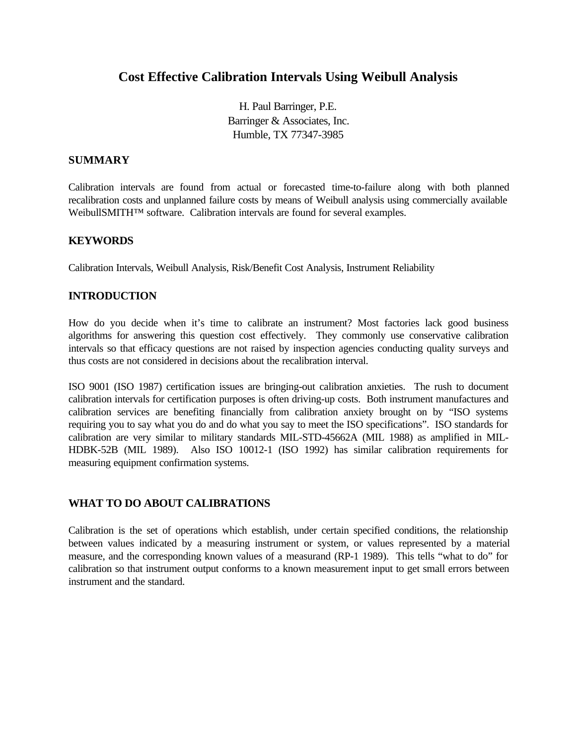# Cost Effective Calibration Intervals Using Weibull Analysis

H. Paul Barringer, P.E.
Barringer & Associates, Inc.
Humble, TX 77347-3985

## SUMMARY

Calibration intervals are found from actual or forecasted time-to-failure along with both planned recalibration costs and unplanned failure costs by means of Weibull analysis using commercially available WeibullSMITH™ software. Calibration intervals are found for several examples.

## KEYWORDS

Calibration Intervals, Weibull Analysis, Risk/Benefit Cost Analysis, Instrument Reliability

## INTRODUCTION

How do you decide when it's time to calibrate an instrument? Most factories lack good business algorithms for answering this question cost effectively. They commonly use conservative calibration intervals so that efficacy questions are not raised by inspection agencies conducting quality surveys and thus costs are not considered in decisions about the recalibration interval.

ISO 9001 (ISO 1987) certification issues are bringing-out calibration anxieties. The rush to document calibration intervals for certification purposes is often driving-up costs. Both instrument manufactures and calibration services are benefiting financially from calibration anxiety brought on by "ISO systems requiring you to say what you do and do what you say to meet the ISO specifications". ISO standards for calibration are very similar to military standards MIL-STD-45662A (MIL 1988) as amplified in MIL-HDBK-52B (MIL 1989). Also ISO 10012-1 (ISO 1992) has similar calibration requirements for measuring equipment confirmation systems.

## WHAT TO DO ABOUT CALIBRATIONS

Calibration is the set of operations which establish, under certain specified conditions, the relationship between values indicated by a measuring instrument or system, or values represented by a material measure, and the corresponding known values of a measurand (RP-1 1989). This tells "what to do" for calibration so that instrument output conforms to a known measurement input to get small errors between instrument and the standard.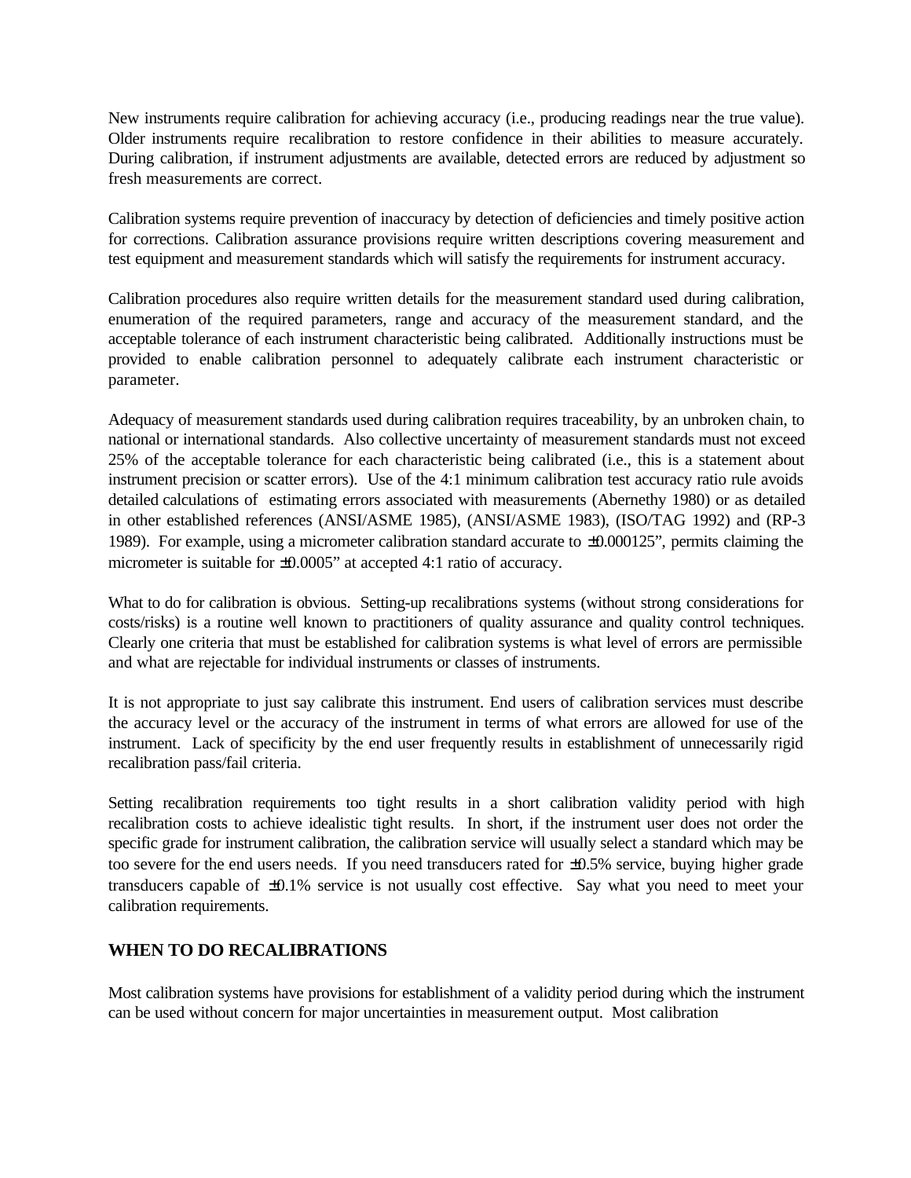New instruments require calibration for achieving accuracy (i.e., producing readings near the true value). Older instruments require recalibration to restore confidence in their abilities to measure accurately. During calibration, if instrument adjustments are available, detected errors are reduced by adjustment so fresh measurements are correct.

Calibration systems require prevention of inaccuracy by detection of deficiencies and timely positive action for corrections. Calibration assurance provisions require written descriptions covering measurement and test equipment and measurement standards which will satisfy the requirements for instrument accuracy.

Calibration procedures also require written details for the measurement standard used during calibration, enumeration of the required parameters, range and accuracy of the measurement standard, and the acceptable tolerance of each instrument characteristic being calibrated. Additionally instructions must be provided to enable calibration personnel to adequately calibrate each instrument characteristic or parameter.

Adequacy of measurement standards used during calibration requires traceability, by an unbroken chain, to national or international standards. Also collective uncertainty of measurement standards must not exceed 25% of the acceptable tolerance for each characteristic being calibrated (i.e., this is a statement about instrument precision or scatter errors). Use of the 4:1 minimum calibration test accuracy ratio rule avoids detailed calculations of estimating errors associated with measurements (Abernethy 1980) or as detailed in other established references (ANSI/ASME 1985), (ANSI/ASME 1983), (ISO/TAG 1992) and (RP-3 1989). For example, using a micrometer calibration standard accurate to ±0.000125", permits claiming the micrometer is suitable for ±0.0005" at accepted 4:1 ratio of accuracy.

What to do for calibration is obvious. Setting-up recalibrations systems (without strong considerations for costs/risks) is a routine well known to practitioners of quality assurance and quality control techniques. Clearly one criteria that must be established for calibration systems is what level of errors are permissible and what are rejectable for individual instruments or classes of instruments.

It is not appropriate to just say calibrate this instrument. End users of calibration services must describe the accuracy level or the accuracy of the instrument in terms of what errors are allowed for use of the instrument. Lack of specificity by the end user frequently results in establishment of unnecessarily rigid recalibration pass/fail criteria.

Setting recalibration requirements too tight results in a short calibration validity period with high recalibration costs to achieve idealistic tight results. In short, if the instrument user does not order the specific grade for instrument calibration, the calibration service will usually select a standard which may be too severe for the end users needs. If you need transducers rated for ±0.5% service, buying higher grade transducers capable of ±0.1% service is not usually cost effective. Say what you need to meet your calibration requirements.

## WHEN TO DO RECALIBRATIONS

Most calibration systems have provisions for establishment of a validity period during which the instrument can be used without concern for major uncertainties in measurement output. Most calibration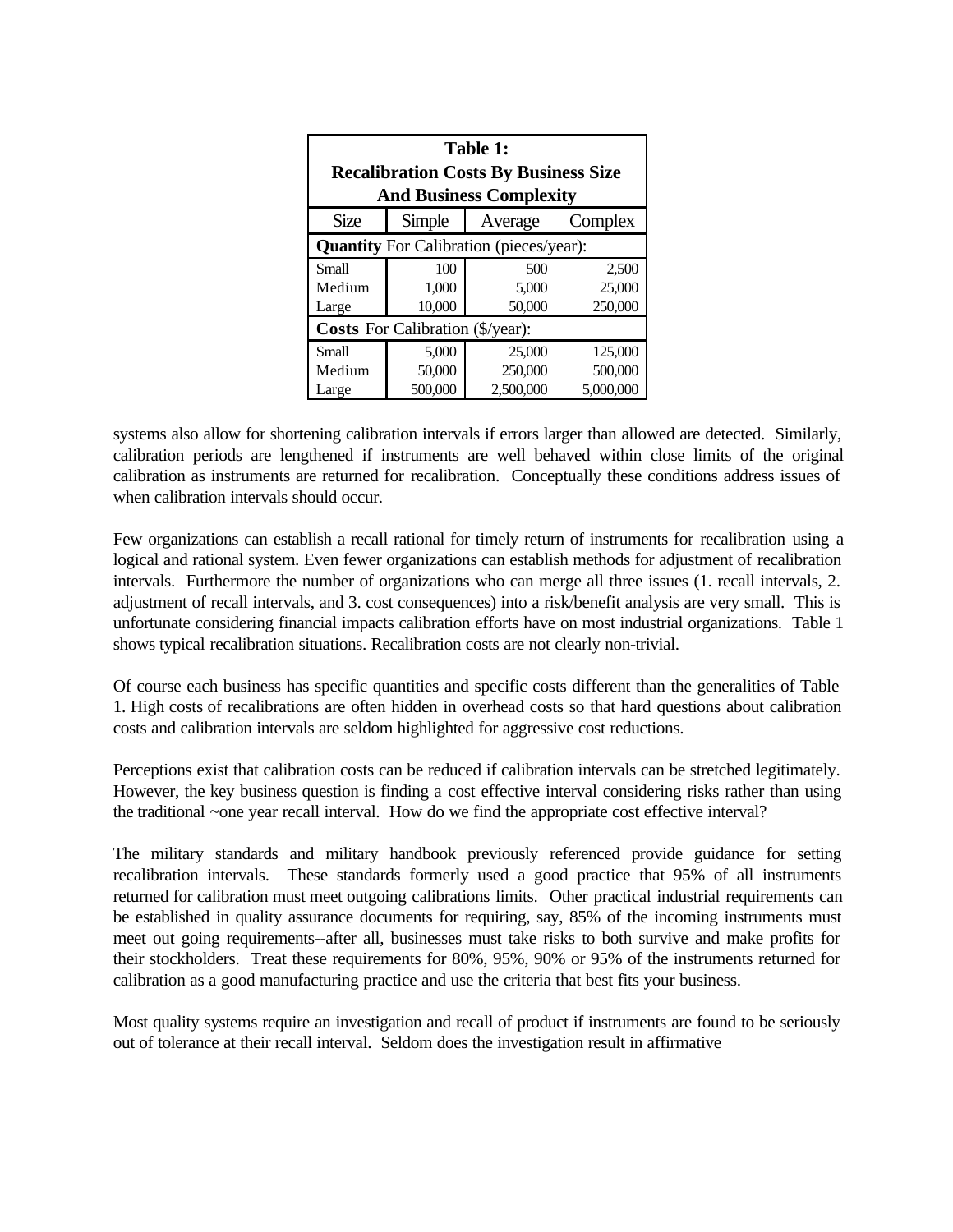| Table 1: Recalibration Costs By Business Size And Business Complexity | | | |
|---|---|---|---|
| Size | Simple | Average | Complex |
| **Quantity** For Calibration (pieces/year): | | | |
| Small | 100 | 500 | 2,500 |
| Medium | 1,000 | 5,000 | 25,000 |
| Large | 10,000 | 50,000 | 250,000 |
| **Costs** For Calibration ($/year): | | | |
| Small | 5,000 | 25,000 | 125,000 |
| Medium | 50,000 | 250,000 | 500,000 |
| Large | 500,000 | 2,500,000 | 5,000,000 |

systems also allow for shortening calibration intervals if errors larger than allowed are detected. Similarly, calibration periods are lengthened if instruments are well behaved within close limits of the original calibration as instruments are returned for recalibration. Conceptually these conditions address issues of when calibration intervals should occur.

Few organizations can establish a recall rational for timely return of instruments for recalibration using a logical and rational system. Even fewer organizations can establish methods for adjustment of recalibration intervals. Furthermore the number of organizations who can merge all three issues (1. recall intervals, 2. adjustment of recall intervals, and 3. cost consequences) into a risk/benefit analysis are very small. This is unfortunate considering financial impacts calibration efforts have on most industrial organizations. Table 1 shows typical recalibration situations. Recalibration costs are not clearly non-trivial.

Of course each business has specific quantities and specific costs different than the generalities of Table 1. High costs of recalibrations are often hidden in overhead costs so that hard questions about calibration costs and calibration intervals are seldom highlighted for aggressive cost reductions.

Perceptions exist that calibration costs can be reduced if calibration intervals can be stretched legitimately. However, the key business question is finding a cost effective interval considering risks rather than using the traditional ~one year recall interval. How do we find the appropriate cost effective interval?

The military standards and military handbook previously referenced provide guidance for setting recalibration intervals. These standards formerly used a good practice that 95% of all instruments returned for calibration must meet outgoing calibrations limits. Other practical industrial requirements can be established in quality assurance documents for requiring, say, 85% of the incoming instruments must meet out going requirements--after all, businesses must take risks to both survive and make profits for their stockholders. Treat these requirements for 80%, 95%, 90% or 95% of the instruments returned for calibration as a good manufacturing practice and use the criteria that best fits your business.

Most quality systems require an investigation and recall of product if instruments are found to be seriously out of tolerance at their recall interval. Seldom does the investigation result in affirmative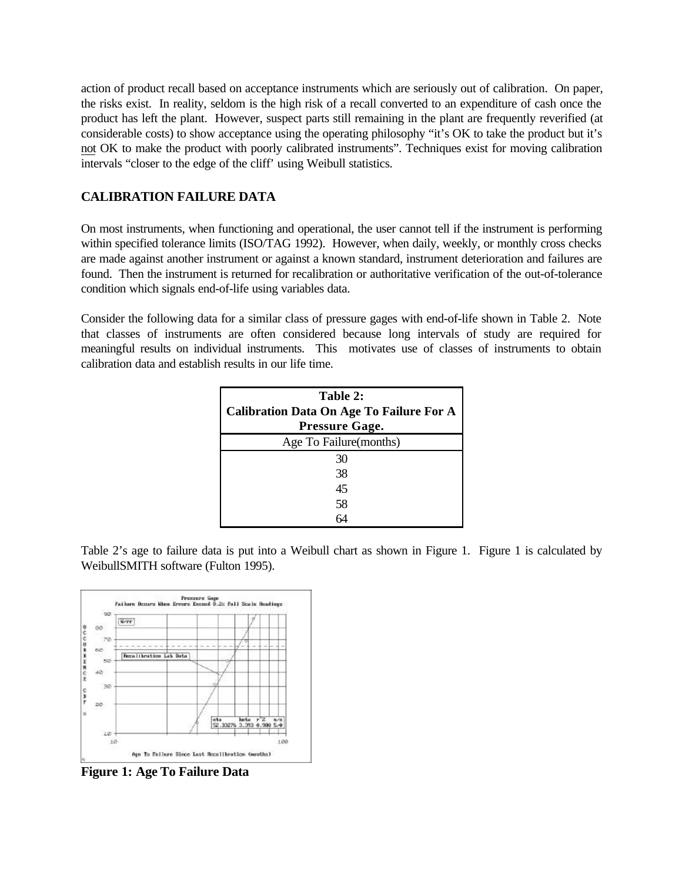action of product recall based on acceptance instruments which are seriously out of calibration. On paper, the risks exist. In reality, seldom is the high risk of a recall converted to an expenditure of cash once the product has left the plant. However, suspect parts still remaining in the plant are frequently reverified (at considerable costs) to show acceptance using the operating philosophy "it's OK to take the product but it's not OK to make the product with poorly calibrated instruments". Techniques exist for moving calibration intervals "closer to the edge of the cliff' using Weibull statistics.

## CALIBRATION FAILURE DATA

On most instruments, when functioning and operational, the user cannot tell if the instrument is performing within specified tolerance limits (ISO/TAG 1992). However, when daily, weekly, or monthly cross checks are made against another instrument or against a known standard, instrument deterioration and failures are found. Then the instrument is returned for recalibration or authoritative verification of the out-of-tolerance condition which signals end-of-life using variables data.

Consider the following data for a similar class of pressure gages with end-of-life shown in Table 2. Note that classes of instruments are often considered because long intervals of study are required for meaningful results on individual instruments. This motivates use of classes of instruments to obtain calibration data and establish results in our life time.

**Table 2: Calibration Data On Age To Failure For A Pressure Gage.**

| Age To Failure(months) |
|---|
| 30 |
| 38 |
| 45 |
| 58 |
| 64 |

Table 2's age to failure data is put into a Weibull chart as shown in Figure 1. Figure 1 is calculated by WeibullSMITH software (Fulton 1995).

**Figure 1: Age To Failure Data**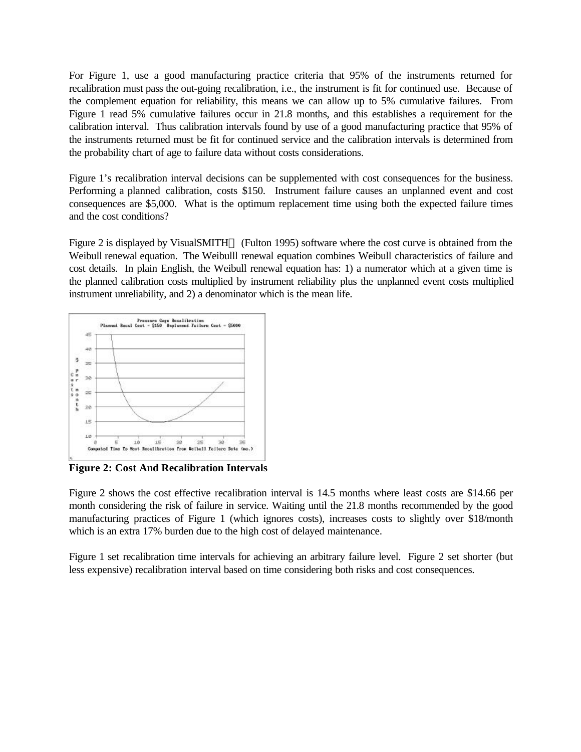For Figure 1, use a good manufacturing practice criteria that 95% of the instruments returned for recalibration must pass the out-going recalibration, i.e., the instrument is fit for continued use. Because of the complement equation for reliability, this means we can allow up to 5% cumulative failures. From Figure 1 read 5% cumulative failures occur in 21.8 months, and this establishes a requirement for the calibration interval. Thus calibration intervals found by use of a good manufacturing practice that 95% of the instruments returned must be fit for continued service and the calibration intervals is determined from the probability chart of age to failure data without costs considerations.

Figure 1's recalibration interval decisions can be supplemented with cost consequences for the business. Performing a planned calibration, costs $150. Instrument failure causes an unplanned event and cost consequences are $5,000. What is the optimum replacement time using both the expected failure times and the cost conditions?

Figure 2 is displayed by VisualSMITH™ (Fulton 1995) software where the cost curve is obtained from the Weibull renewal equation. The Weibulll renewal equation combines Weibull characteristics of failure and cost details. In plain English, the Weibull renewal equation has: 1) a numerator which at a given time is the planned calibration costs multiplied by instrument reliability plus the unplanned event costs multiplied instrument unreliability, and 2) a denominator which is the mean life.

**Figure 2: Cost And Recalibration Intervals**

Figure 2 shows the cost effective recalibration interval is 14.5 months where least costs are $14.66 per month considering the risk of failure in service. Waiting until the 21.8 months recommended by the good manufacturing practices of Figure 1 (which ignores costs), increases costs to slightly over $18/month which is an extra 17% burden due to the high cost of delayed maintenance.

Figure 1 set recalibration time intervals for achieving an arbitrary failure level. Figure 2 set shorter (but less expensive) recalibration interval based on time considering both risks and cost consequences.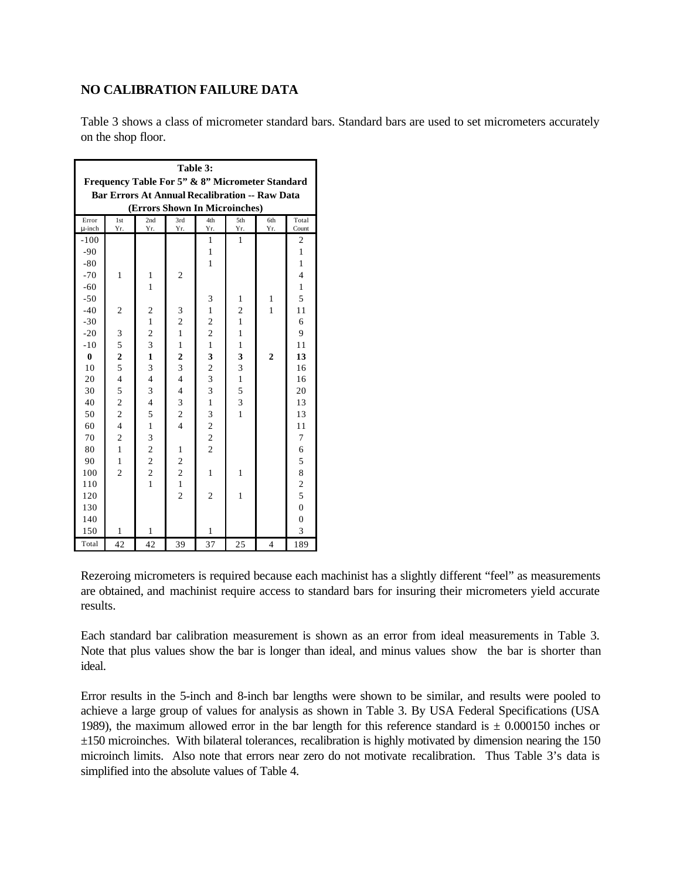## NO CALIBRATION FAILURE DATA

Table 3 shows a class of micrometer standard bars. Standard bars are used to set micrometers accurately on the shop floor.

**Table 3: Frequency Table For 5" & 8" Micrometer Standard Bar Errors At Annual Recalibration -- Raw Data (Errors Shown In Microinches)**

| Error μ-inch | 1st Yr. | 2nd Yr. | 3rd Yr. | 4th Yr. | 5th Yr. | 6th Yr. | Total Count |
|---|---|---|---|---|---|---|---|
| -100 | | | | 1 | 1 | | 2 |
| -90 | | | | 1 | | | 1 |
| -80 | | | | 1 | | | 1 |
| -70 | 1 | 1 | 2 | | | | 4 |
| -60 | | 1 | | | | | 1 |
| -50 | | | | 3 | 1 | 1 | 5 |
| -40 | 2 | 2 | 3 | 1 | 2 | 1 | 11 |
| -30 | | 1 | 2 | 2 | 1 | | 6 |
| -20 | 3 | 2 | 1 | 2 | 1 | | 9 |
| -10 | 5 | 3 | 1 | 1 | 1 | | 11 |
| **0** | **2** | **1** | **2** | **3** | **3** | **2** | **13** |
| 10 | 5 | 3 | 3 | 2 | 3 | | 16 |
| 20 | 4 | 4 | 4 | 3 | 1 | | 16 |
| 30 | 5 | 3 | 4 | 3 | 5 | | 20 |
| 40 | 2 | 4 | 3 | 1 | 3 | | 13 |
| 50 | 2 | 5 | 2 | 3 | 1 | | 13 |
| 60 | 4 | 1 | 4 | 2 | | | 11 |
| 70 | 2 | 3 | | 2 | | | 7 |
| 80 | 1 | 2 | 1 | 2 | | | 6 |
| 90 | 1 | 2 | 2 | | | | 5 |
| 100 | 2 | 2 | 2 | 1 | 1 | | 8 |
| 110 | | 1 | 1 | | | | 2 |
| 120 | | | 2 | 2 | 1 | | 5 |
| 130 | | | | | | | 0 |
| 140 | | | | | | | 0 |
| 150 | 1 | 1 | | 1 | | | 3 |
| Total | 42 | 42 | 39 | 37 | 25 | 4 | 189 |

Rezeroing micrometers is required because each machinist has a slightly different "feel" as measurements are obtained, and machinist require access to standard bars for insuring their micrometers yield accurate results.

Each standard bar calibration measurement is shown as an error from ideal measurements in Table 3. Note that plus values show the bar is longer than ideal, and minus values show the bar is shorter than ideal.

Error results in the 5-inch and 8-inch bar lengths were shown to be similar, and results were pooled to achieve a large group of values for analysis as shown in Table 3. By USA Federal Specifications (USA 1989), the maximum allowed error in the bar length for this reference standard is ± 0.000150 inches or ±150 microinches. With bilateral tolerances, recalibration is highly motivated by dimension nearing the 150 microinch limits. Also note that errors near zero do not motivate recalibration. Thus Table 3's data is simplified into the absolute values of Table 4.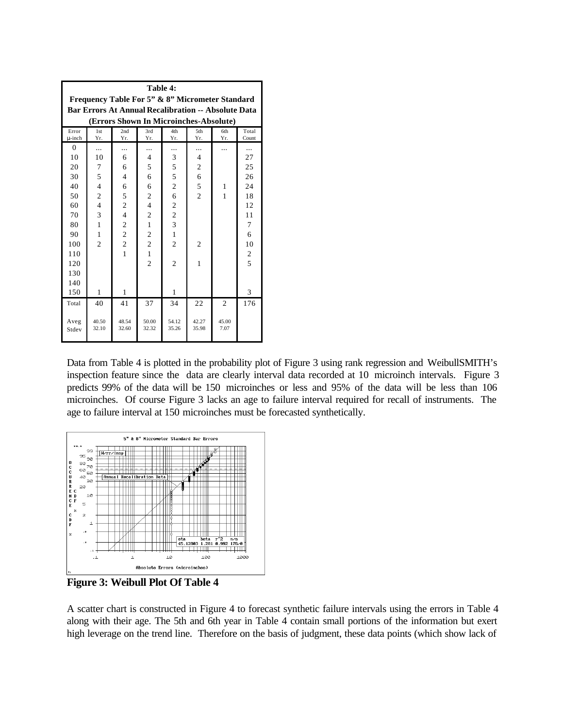**Table 4: Frequency Table For 5" & 8" Micrometer Standard Bar Errors At Annual Recalibration -- Absolute Data (Errors Shown In Microinches-Absolute)**

| Error μ-inch | 1st Yr. | 2nd Yr. | 3rd Yr. | 4th Yr. | 5th Yr. | 6th Yr. | Total Count |
|---|---|---|---|---|---|---|---|
| 0 | ... | ... | ... | ... | ... | ... | ... |
| 10 | 10 | 6 | 4 | 3 | 4 | | 27 |
| 20 | 7 | 6 | 5 | 5 | 2 | | 25 |
| 30 | 5 | 4 | 6 | 5 | 6 | | 26 |
| 40 | 4 | 6 | 6 | 2 | 5 | 1 | 24 |
| 50 | 2 | 5 | 2 | 6 | 2 | 1 | 18 |
| 60 | 4 | 2 | 4 | 2 | | | 12 |
| 70 | 3 | 4 | 2 | 2 | | | 11 |
| 80 | 1 | 2 | 1 | 3 | | | 7 |
| 90 | 1 | 2 | 2 | 1 | | | 6 |
| 100 | 2 | 2 | 2 | 2 | 2 | | 10 |
| 110 | | 1 | 1 | | | | 2 |
| 120 | | | 2 | 2 | 1 | | 5 |
| 130 | | | | | | | |
| 140 | | | | | | | |
| 150 | 1 | 1 | | 1 | | | 3 |
| Total | 40 | 41 | 37 | 34 | 22 | 2 | 176 |
| Aveg | 40.50 | 48.54 | 50.00 | 54.12 | 42.27 | 45.00 | |
| Stdev | 32.10 | 32.60 | 32.32 | 35.26 | 35.98 | 7.07 | |

Data from Table 4 is plotted in the probability plot of Figure 3 using rank regression and WeibullSMITH's inspection feature since the data are clearly interval data recorded at 10 microinch intervals. Figure 3 predicts 99% of the data will be 150 microinches or less and 95% of the data will be less than 106 microinches. Of course Figure 3 lacks an age to failure interval required for recall of instruments. The age to failure interval at 150 microinches must be forecasted synthetically.

**Figure 3: Weibull Plot Of Table 4**

A scatter chart is constructed in Figure 4 to forecast synthetic failure intervals using the errors in Table 4 along with their age. The 5th and 6th year in Table 4 contain small portions of the information but exert high leverage on the trend line. Therefore on the basis of judgment, these data points (which show lack of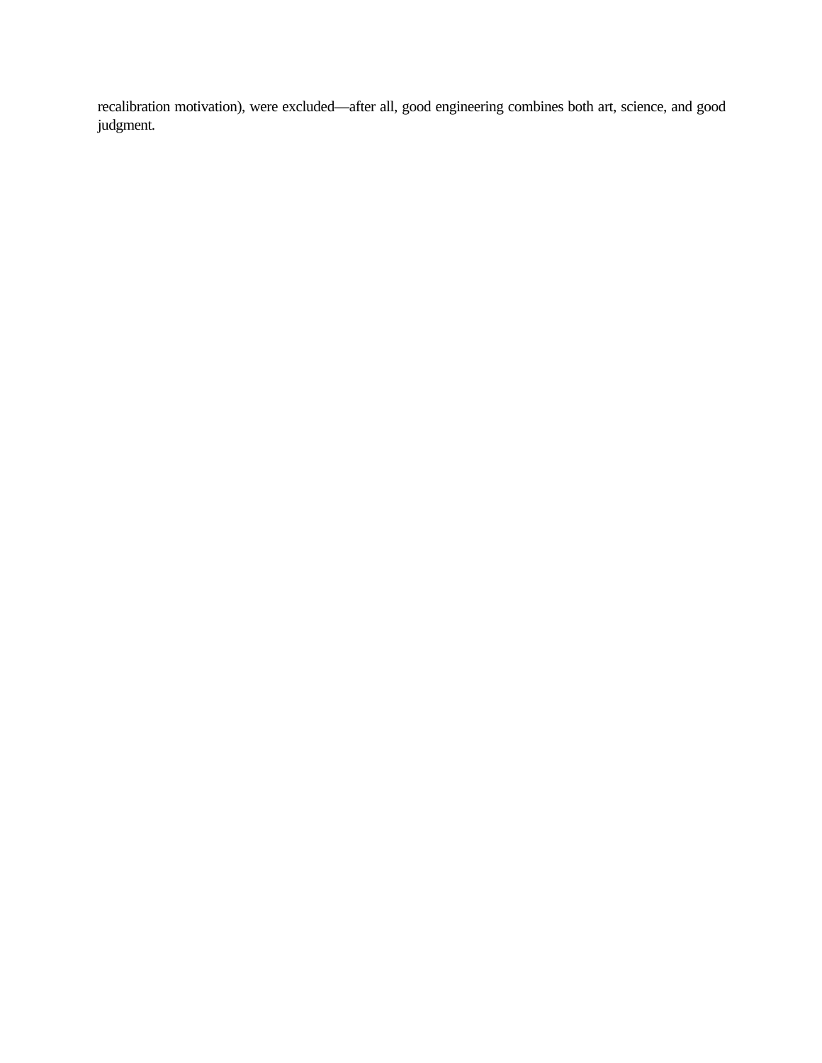recalibration motivation), were excluded—after all, good engineering combines both art, science, and good judgment.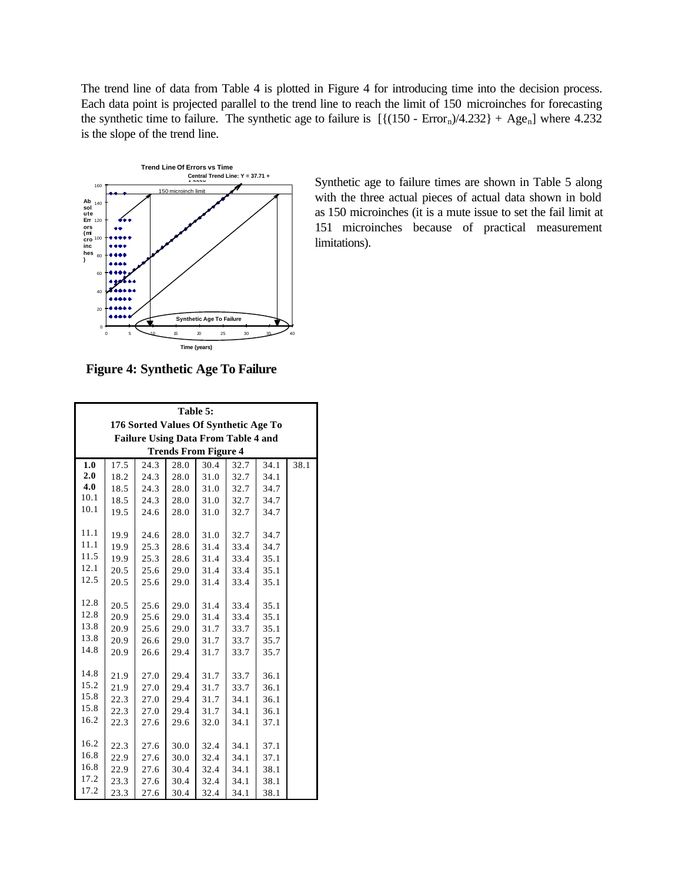The trend line of data from Table 4 is plotted in Figure 4 for introducing time into the decision process. Each data point is projected parallel to the trend line to reach the limit of 150 microinches for forecasting the synthetic time to failure. The synthetic age to failure is $[\{(150 - Error_n)/4.232\} + Age_n]$ where 4.232 is the slope of the trend line.

Synthetic age to failure times are shown in Table 5 along with the three actual pieces of actual data shown in bold as 150 microinches (it is a mute issue to set the fail limit at 151 microinches because of practical measurement limitations).

**Figure 4: Synthetic Age To Failure**

**Table 5: 176 Sorted Values Of Synthetic Age To Failure Using Data From Table 4 and Trends From Figure 4**

| | | | | | | | |
|---|---|---|---|---|---|---|---|
| **1.0** | 17.5 | 24.3 | 28.0 | 30.4 | 32.7 | 34.1 | 38.1 |
| **2.0** | 18.2 | 24.3 | 28.0 | 31.0 | 32.7 | 34.1 | |
| **4.0** | 18.5 | 24.3 | 28.0 | 31.0 | 32.7 | 34.7 | |
| 10.1 | 18.5 | 24.3 | 28.0 | 31.0 | 32.7 | 34.7 | |
| 10.1 | 19.5 | 24.6 | 28.0 | 31.0 | 32.7 | 34.7 | |
| 11.1 | 19.9 | 24.6 | 28.0 | 31.0 | 32.7 | 34.7 | |
| 11.1 | 19.9 | 25.3 | 28.6 | 31.4 | 33.4 | 34.7 | |
| 11.5 | 19.9 | 25.3 | 28.6 | 31.4 | 33.4 | 35.1 | |
| 12.1 | 20.5 | 25.6 | 29.0 | 31.4 | 33.4 | 35.1 | |
| 12.5 | 20.5 | 25.6 | 29.0 | 31.4 | 33.4 | 35.1 | |
| 12.8 | 20.5 | 25.6 | 29.0 | 31.4 | 33.4 | 35.1 | |
| 12.8 | 20.9 | 25.6 | 29.0 | 31.4 | 33.4 | 35.1 | |
| 13.8 | 20.9 | 25.6 | 29.0 | 31.7 | 33.7 | 35.1 | |
| 13.8 | 20.9 | 26.6 | 29.0 | 31.7 | 33.7 | 35.7 | |
| 14.8 | 20.9 | 26.6 | 29.4 | 31.7 | 33.7 | 35.7 | |
| 14.8 | 21.9 | 27.0 | 29.4 | 31.7 | 33.7 | 36.1 | |
| 15.2 | 21.9 | 27.0 | 29.4 | 31.7 | 33.7 | 36.1 | |
| 15.8 | 22.3 | 27.0 | 29.4 | 31.7 | 34.1 | 36.1 | |
| 15.8 | 22.3 | 27.0 | 29.4 | 31.7 | 34.1 | 36.1 | |
| 16.2 | 22.3 | 27.6 | 29.6 | 32.0 | 34.1 | 37.1 | |
| 16.2 | 22.3 | 27.6 | 30.0 | 32.4 | 34.1 | 37.1 | |
| 16.8 | 22.9 | 27.6 | 30.0 | 32.4 | 34.1 | 37.1 | |
| 16.8 | 22.9 | 27.6 | 30.4 | 32.4 | 34.1 | 38.1 | |
| 17.2 | 23.3 | 27.6 | 30.4 | 32.4 | 34.1 | 38.1 | |
| 17.2 | 23.3 | 27.6 | 30.4 | 32.4 | 34.1 | 38.1 | |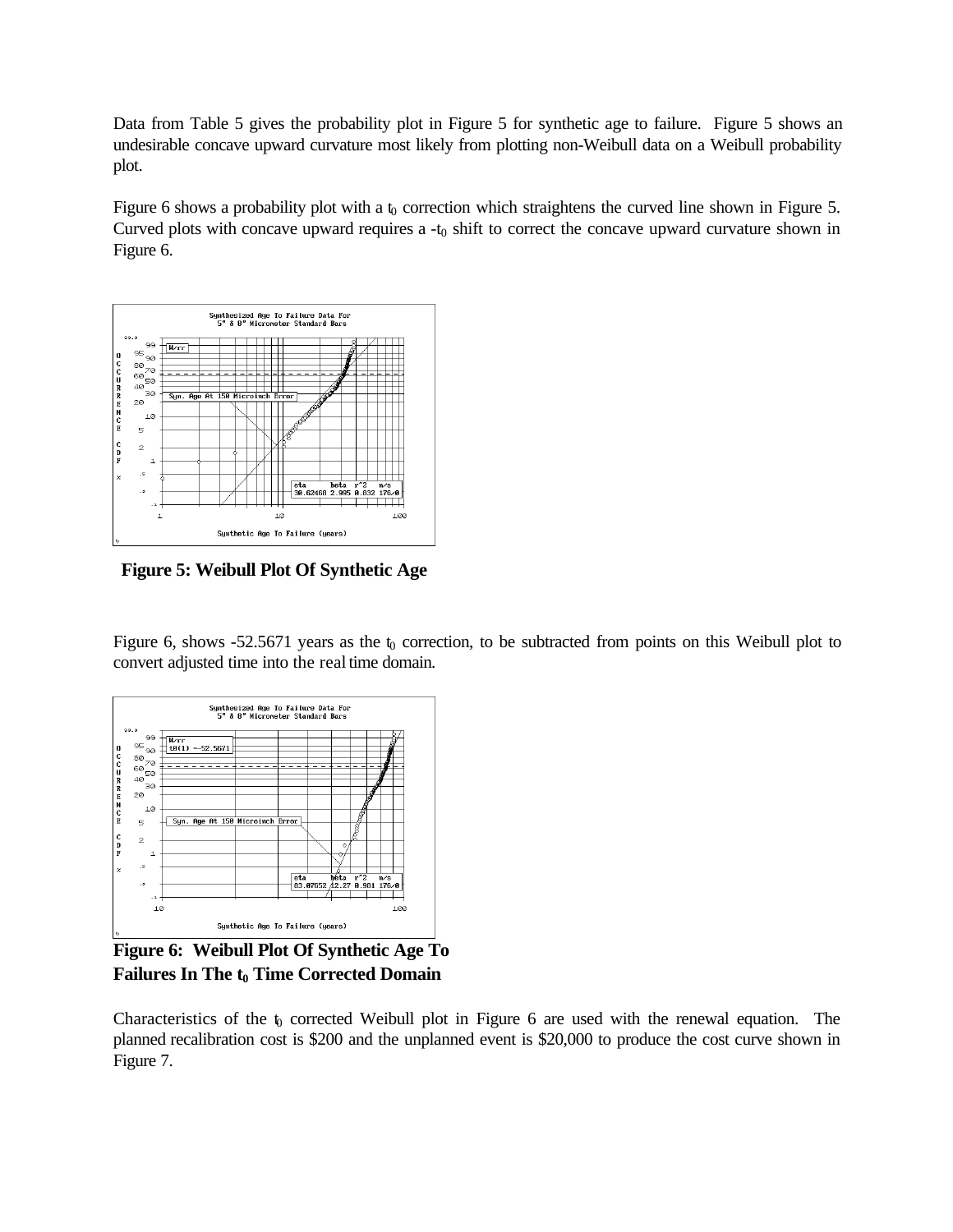Data from Table 5 gives the probability plot in Figure 5 for synthetic age to failure. Figure 5 shows an undesirable concave upward curvature most likely from plotting non-Weibull data on a Weibull probability plot.

Figure 6 shows a probability plot with a $t_0$ correction which straightens the curved line shown in Figure 5. Curved plots with concave upward requires a $-t_0$ shift to correct the concave upward curvature shown in Figure 6.

**Figure 5: Weibull Plot Of Synthetic Age**

Figure 6, shows -52.5671 years as the $t_0$ correction, to be subtracted from points on this Weibull plot to convert adjusted time into the real time domain.

**Figure 6: Weibull Plot Of Synthetic Age To Failures In The $t_0$ Time Corrected Domain**

Characteristics of the $t_0$ corrected Weibull plot in Figure 6 are used with the renewal equation. The planned recalibration cost is $200 and the unplanned event is $20,000 to produce the cost curve shown in Figure 7.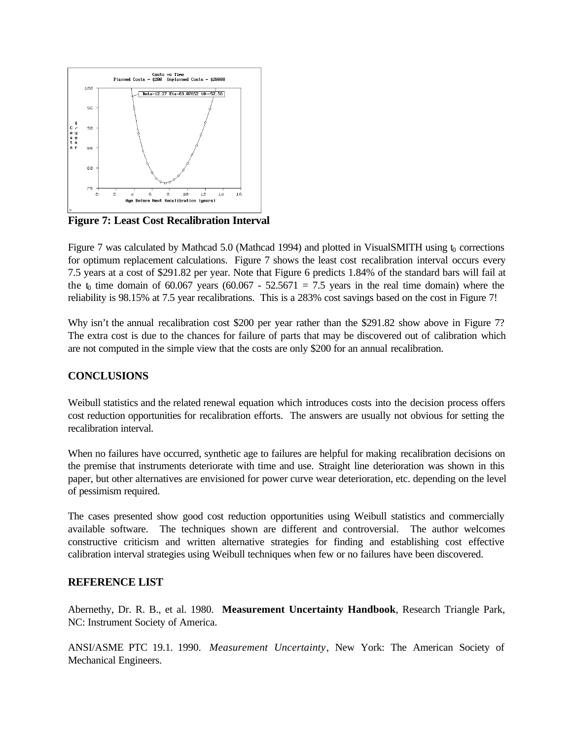**Figure 7: Least Cost Recalibration Interval**

Figure 7 was calculated by Mathcad 5.0 (Mathcad 1994) and plotted in VisualSMITH using $t_0$ corrections for optimum replacement calculations. Figure 7 shows the least cost recalibration interval occurs every 7.5 years at a cost of \$291.82 per year. Note that Figure 6 predicts 1.84% of the standard bars will fail at the $t_0$ time domain of 60.067 years (60.067 - 52.5671 = 7.5 years in the real time domain) where the reliability is 98.15% at 7.5 year recalibrations. This is a 283% cost savings based on the cost in Figure 7!

Why isn't the annual recalibration cost \$200 per year rather than the \$291.82 show above in Figure 7? The extra cost is due to the chances for failure of parts that may be discovered out of calibration which are not computed in the simple view that the costs are only \$200 for an annual recalibration.

## CONCLUSIONS

Weibull statistics and the related renewal equation which introduces costs into the decision process offers cost reduction opportunities for recalibration efforts. The answers are usually not obvious for setting the recalibration interval.

When no failures have occurred, synthetic age to failures are helpful for making recalibration decisions on the premise that instruments deteriorate with time and use. Straight line deterioration was shown in this paper, but other alternatives are envisioned for power curve wear deterioration, etc. depending on the level of pessimism required.

The cases presented show good cost reduction opportunities using Weibull statistics and commercially available software. The techniques shown are different and controversial. The author welcomes constructive criticism and written alternative strategies for finding and establishing cost effective calibration interval strategies using Weibull techniques when few or no failures have been discovered.

## REFERENCE LIST

Abernethy, Dr. R. B., et al. 1980. **Measurement Uncertainty Handbook**, Research Triangle Park, NC: Instrument Society of America.

ANSI/ASME PTC 19.1. 1990. *Measurement Uncertainty*, New York: The American Society of Mechanical Engineers.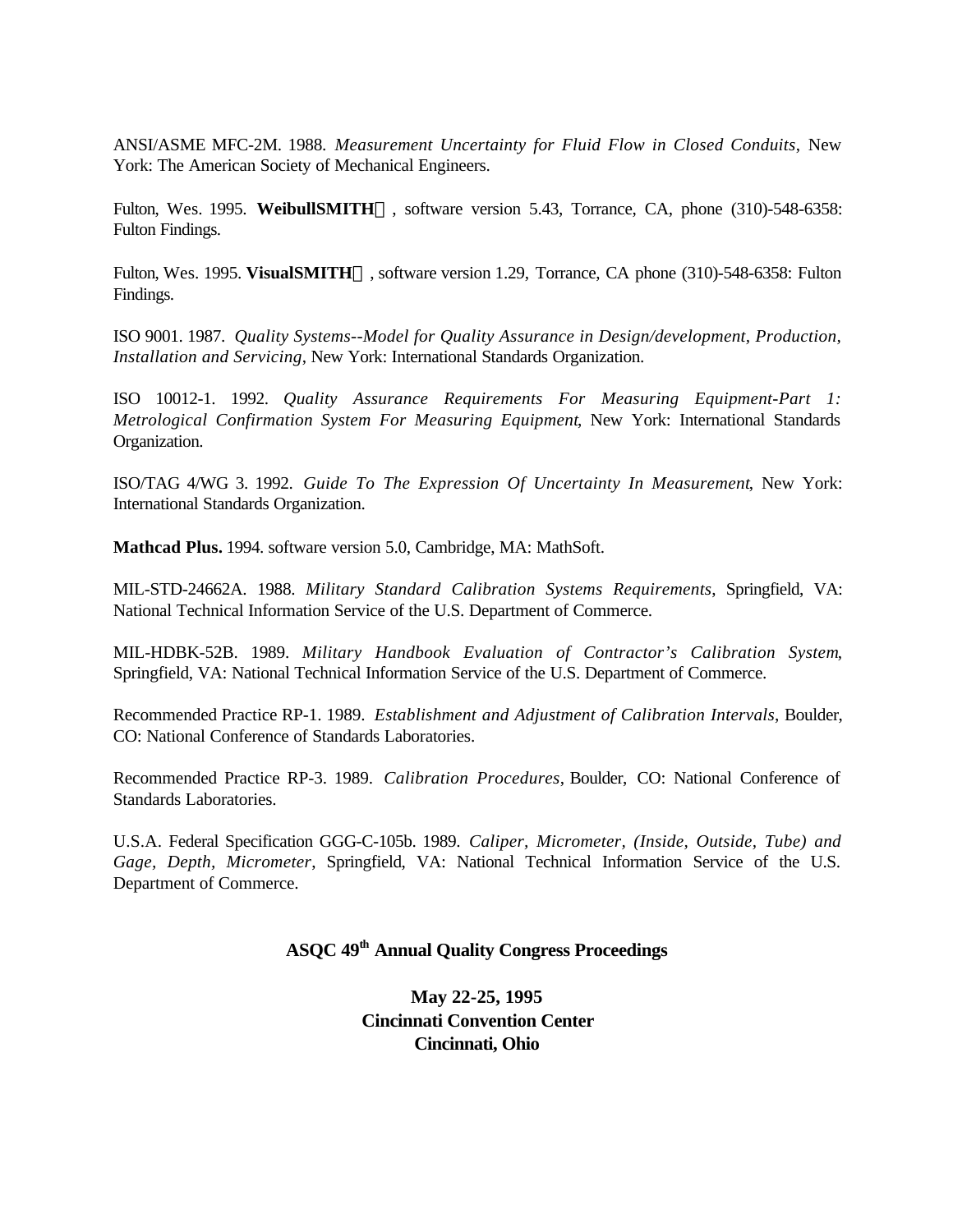ANSI/ASME MFC-2M. 1988. *Measurement Uncertainty for Fluid Flow in Closed Conduits*, New York: The American Society of Mechanical Engineers.

Fulton, Wes. 1995. **WeibullSMITH**™, software version 5.43, Torrance, CA, phone (310)-548-6358: Fulton Findings.

Fulton, Wes. 1995. **VisualSMITH**™, software version 1.29, Torrance, CA phone (310)-548-6358: Fulton Findings.

ISO 9001. 1987. *Quality Systems--Model for Quality Assurance in Design/development, Production, Installation and Servicing*, New York: International Standards Organization.

ISO 10012-1. 1992. *Quality Assurance Requirements For Measuring Equipment-Part 1: Metrological Confirmation System For Measuring Equipment*, New York: International Standards Organization.

ISO/TAG 4/WG 3. 1992. *Guide To The Expression Of Uncertainty In Measurement*, New York: International Standards Organization.

**Mathcad Plus.** 1994. software version 5.0, Cambridge, MA: MathSoft.

MIL-STD-24662A. 1988. *Military Standard Calibration Systems Requirements*, Springfield, VA: National Technical Information Service of the U.S. Department of Commerce.

MIL-HDBK-52B. 1989. *Military Handbook Evaluation of Contractor's Calibration System*, Springfield, VA: National Technical Information Service of the U.S. Department of Commerce.

Recommended Practice RP-1. 1989. *Establishment and Adjustment of Calibration Intervals*, Boulder, CO: National Conference of Standards Laboratories.

Recommended Practice RP-3. 1989. *Calibration Procedures*, Boulder, CO: National Conference of Standards Laboratories.

U.S.A. Federal Specification GGG-C-105b. 1989. *Caliper, Micrometer, (Inside, Outside, Tube) and Gage, Depth, Micrometer*, Springfield, VA: National Technical Information Service of the U.S. Department of Commerce.

**ASQC 49th Annual Quality Congress Proceedings**

**May 22-25, 1995**
**Cincinnati Convention Center**
**Cincinnati, Ohio**